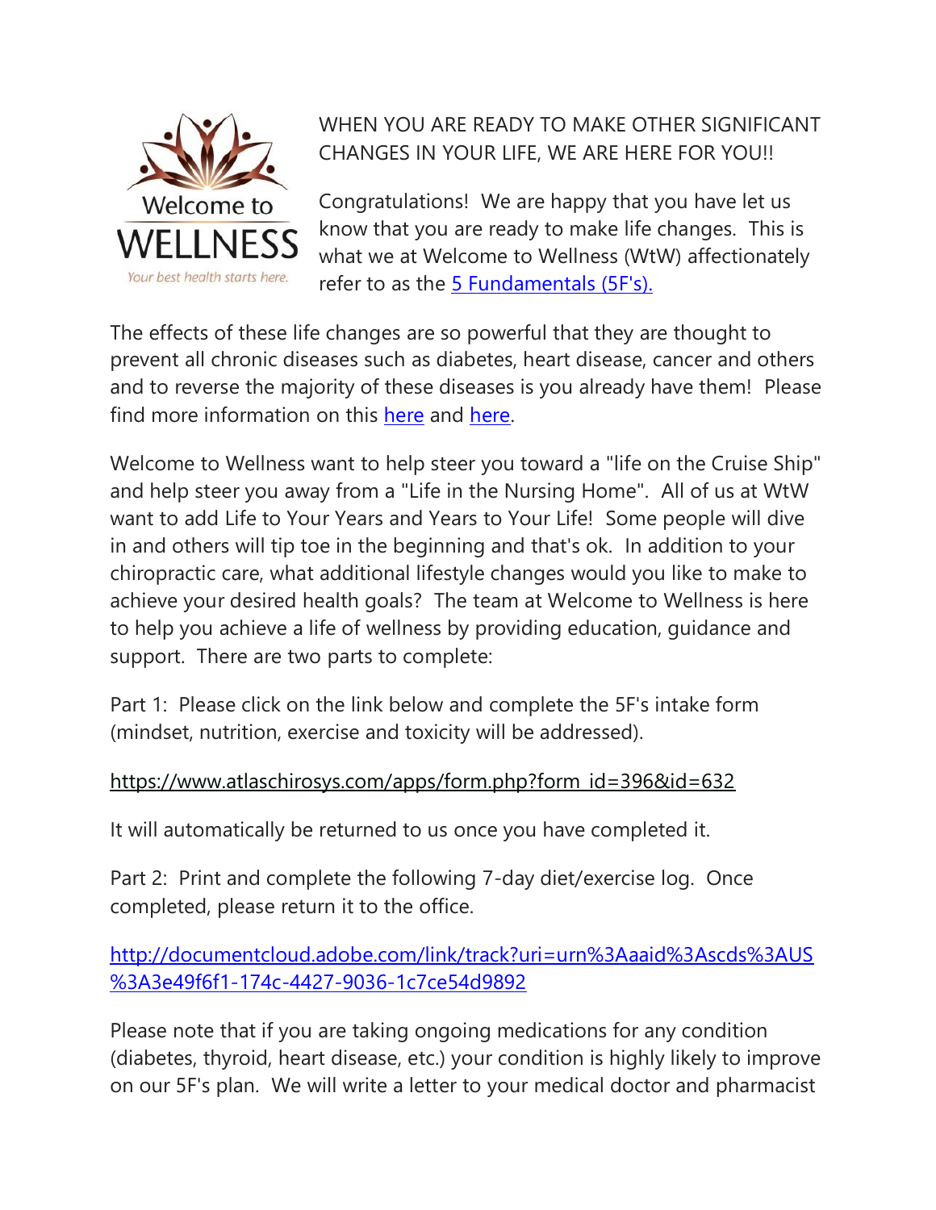Welcome to WELLNESS

*Your best health starts here.*

WHEN YOU ARE READY TO MAKE OTHER SIGNIFICANT CHANGES IN YOUR LIFE, WE ARE HERE FOR YOU!!

Congratulations! We are happy that you have let us know that you are ready to make life changes. This is what we at Welcome to Wellness (WtW) affectionately refer to as the [5 Fundamentals (5F's).]()

The effects of these life changes are so powerful that they are thought to prevent all chronic diseases such as diabetes, heart disease, cancer and others and to reverse the majority of these diseases is you already have them! Please find more information on this [here]() and [here]().

Welcome to Wellness want to help steer you toward a "life on the Cruise Ship" and help steer you away from a "Life in the Nursing Home". All of us at WtW want to add Life to Your Years and Years to Your Life! Some people will dive in and others will tip toe in the beginning and that's ok. In addition to your chiropractic care, what additional lifestyle changes would you like to make to achieve your desired health goals? The team at Welcome to Wellness is here to help you achieve a life of wellness by providing education, guidance and support. There are two parts to complete:

Part 1: Please click on the link below and complete the 5F's intake form (mindset, nutrition, exercise and toxicity will be addressed).

https://www.atlaschirosys.com/apps/form.php?form_id=396&id=632

It will automatically be returned to us once you have completed it.

Part 2: Print and complete the following 7-day diet/exercise log. Once completed, please return it to the office.

http://documentcloud.adobe.com/link/track?uri=urn%3Aaaid%3Ascds%3AUS%3A3e49f6f1-174c-4427-9036-1c7ce54d9892

Please note that if you are taking ongoing medications for any condition (diabetes, thyroid, heart disease, etc.) your condition is highly likely to improve on our 5F's plan. We will write a letter to your medical doctor and pharmacist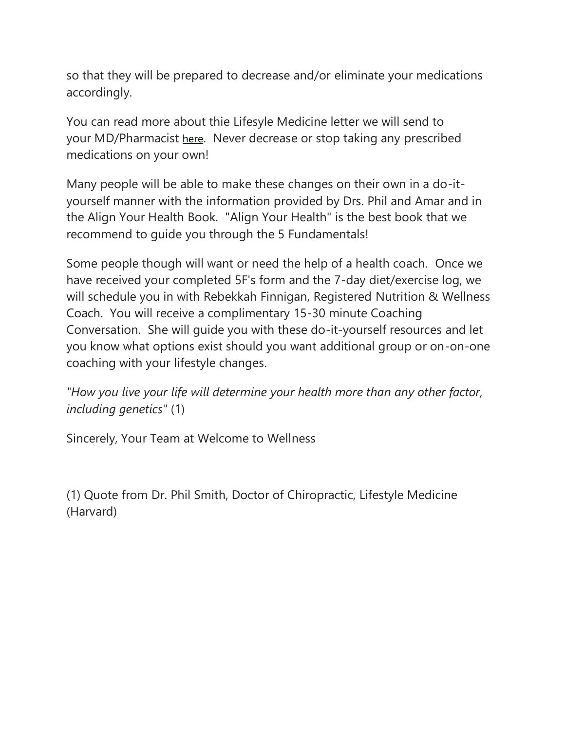so that they will be prepared to decrease and/or eliminate your medications accordingly.

You can read more about thie Lifesyle Medicine letter we will send to your MD/Pharmacist here. Never decrease or stop taking any prescribed medications on your own!

Many people will be able to make these changes on their own in a do-it-yourself manner with the information provided by Drs. Phil and Amar and in the Align Your Health Book. "Align Your Health" is the best book that we recommend to guide you through the 5 Fundamentals!

Some people though will want or need the help of a health coach. Once we have received your completed 5F's form and the 7-day diet/exercise log, we will schedule you in with Rebekkah Finnigan, Registered Nutrition & Wellness Coach. You will receive a complimentary 15-30 minute Coaching Conversation. She will guide you with these do-it-yourself resources and let you know what options exist should you want additional group or on-on-one coaching with your lifestyle changes.

*"How you live your life will determine your health more than any other factor, including genetics"* (1)

Sincerely, Your Team at Welcome to Wellness

(1) Quote from Dr. Phil Smith, Doctor of Chiropractic, Lifestyle Medicine (Harvard)